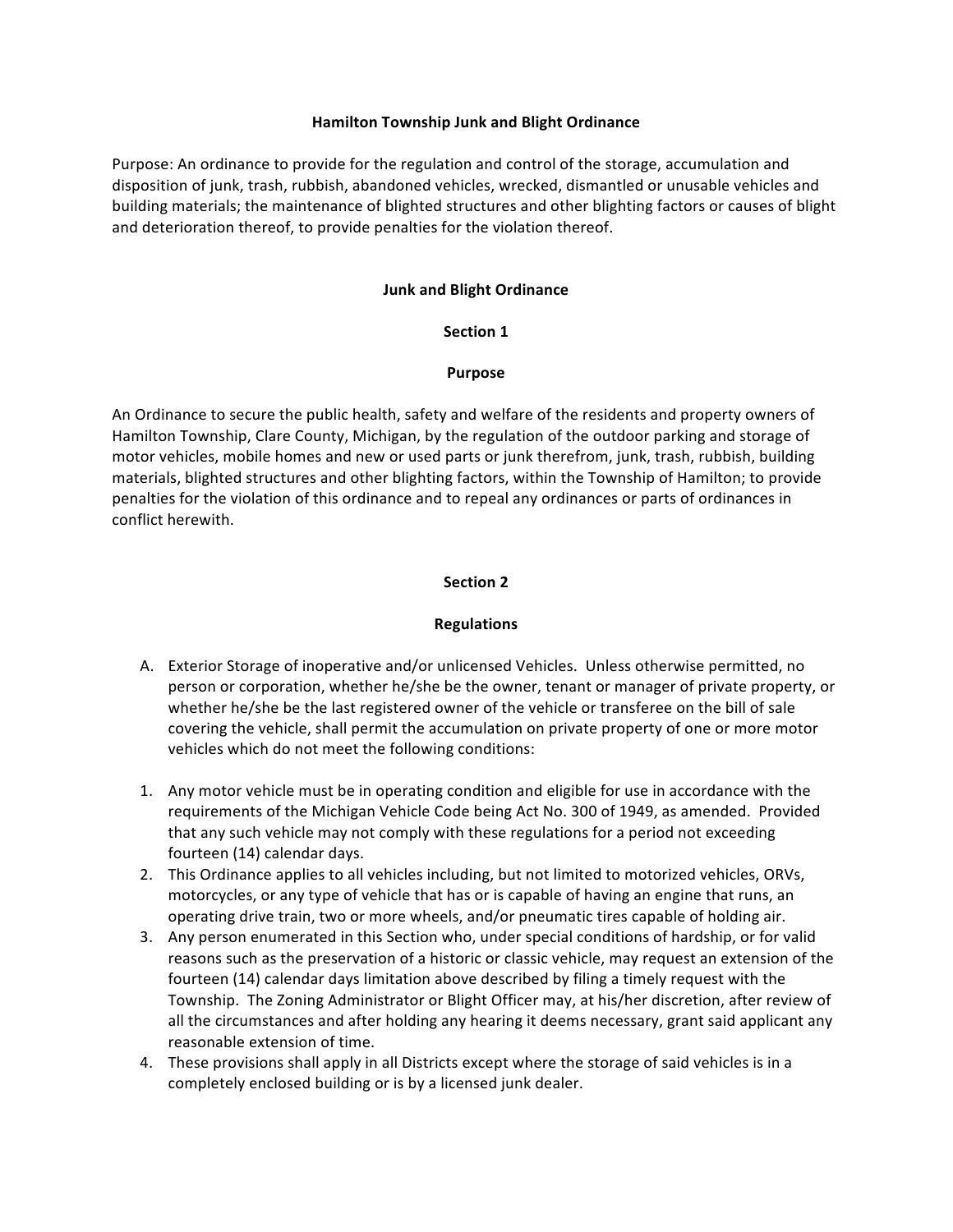# Hamilton Township Junk and Blight Ordinance

Purpose: An ordinance to provide for the regulation and control of the storage, accumulation and disposition of junk, trash, rubbish, abandoned vehicles, wrecked, dismantled or unusable vehicles and building materials; the maintenance of blighted structures and other blighting factors or causes of blight and deterioration thereof, to provide penalties for the violation thereof.

## Junk and Blight Ordinance

### Section 1

### Purpose

An Ordinance to secure the public health, safety and welfare of the residents and property owners of Hamilton Township, Clare County, Michigan, by the regulation of the outdoor parking and storage of motor vehicles, mobile homes and new or used parts or junk therefrom, junk, trash, rubbish, building materials, blighted structures and other blighting factors, within the Township of Hamilton; to provide penalties for the violation of this ordinance and to repeal any ordinances or parts of ordinances in conflict herewith.

### Section 2

### Regulations

A. Exterior Storage of inoperative and/or unlicensed Vehicles. Unless otherwise permitted, no person or corporation, whether he/she be the owner, tenant or manager of private property, or whether he/she be the last registered owner of the vehicle or transferee on the bill of sale covering the vehicle, shall permit the accumulation on private property of one or more motor vehicles which do not meet the following conditions:

1. Any motor vehicle must be in operating condition and eligible for use in accordance with the requirements of the Michigan Vehicle Code being Act No. 300 of 1949, as amended. Provided that any such vehicle may not comply with these regulations for a period not exceeding fourteen (14) calendar days.
2. This Ordinance applies to all vehicles including, but not limited to motorized vehicles, ORVs, motorcycles, or any type of vehicle that has or is capable of having an engine that runs, an operating drive train, two or more wheels, and/or pneumatic tires capable of holding air.
3. Any person enumerated in this Section who, under special conditions of hardship, or for valid reasons such as the preservation of a historic or classic vehicle, may request an extension of the fourteen (14) calendar days limitation above described by filing a timely request with the Township. The Zoning Administrator or Blight Officer may, at his/her discretion, after review of all the circumstances and after holding any hearing it deems necessary, grant said applicant any reasonable extension of time.
4. These provisions shall apply in all Districts except where the storage of said vehicles is in a completely enclosed building or is by a licensed junk dealer.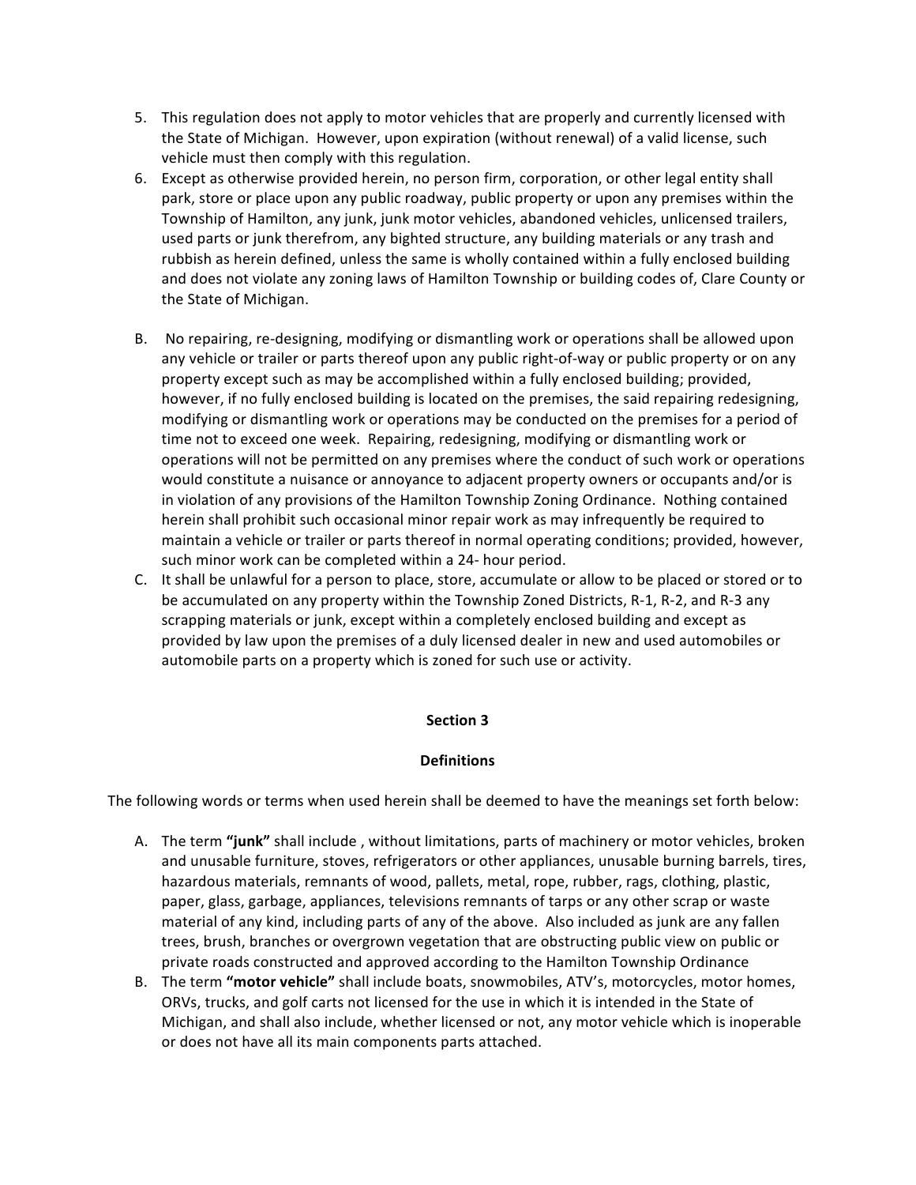5. This regulation does not apply to motor vehicles that are properly and currently licensed with the State of Michigan. However, upon expiration (without renewal) of a valid license, such vehicle must then comply with this regulation.
6. Except as otherwise provided herein, no person firm, corporation, or other legal entity shall park, store or place upon any public roadway, public property or upon any premises within the Township of Hamilton, any junk, junk motor vehicles, abandoned vehicles, unlicensed trailers, used parts or junk therefrom, any bighted structure, any building materials or any trash and rubbish as herein defined, unless the same is wholly contained within a fully enclosed building and does not violate any zoning laws of Hamilton Township or building codes of, Clare County or the State of Michigan.

B. No repairing, re-designing, modifying or dismantling work or operations shall be allowed upon any vehicle or trailer or parts thereof upon any public right-of-way or public property or on any property except such as may be accomplished within a fully enclosed building; provided, however, if no fully enclosed building is located on the premises, the said repairing redesigning, modifying or dismantling work or operations may be conducted on the premises for a period of time not to exceed one week. Repairing, redesigning, modifying or dismantling work or operations will not be permitted on any premises where the conduct of such work or operations would constitute a nuisance or annoyance to adjacent property owners or occupants and/or is in violation of any provisions of the Hamilton Township Zoning Ordinance. Nothing contained herein shall prohibit such occasional minor repair work as may infrequently be required to maintain a vehicle or trailer or parts thereof in normal operating conditions; provided, however, such minor work can be completed within a 24- hour period.

C. It shall be unlawful for a person to place, store, accumulate or allow to be placed or stored or to be accumulated on any property within the Township Zoned Districts, R-1, R-2, and R-3 any scrapping materials or junk, except within a completely enclosed building and except as provided by law upon the premises of a duly licensed dealer in new and used automobiles or automobile parts on a property which is zoned for such use or activity.

## Section 3

## Definitions

The following words or terms when used herein shall be deemed to have the meanings set forth below:

A. The term **"junk"** shall include , without limitations, parts of machinery or motor vehicles, broken and unusable furniture, stoves, refrigerators or other appliances, unusable burning barrels, tires, hazardous materials, remnants of wood, pallets, metal, rope, rubber, rags, clothing, plastic, paper, glass, garbage, appliances, televisions remnants of tarps or any other scrap or waste material of any kind, including parts of any of the above. Also included as junk are any fallen trees, brush, branches or overgrown vegetation that are obstructing public view on public or private roads constructed and approved according to the Hamilton Township Ordinance

B. The term **"motor vehicle"** shall include boats, snowmobiles, ATV's, motorcycles, motor homes, ORVs, trucks, and golf carts not licensed for the use in which it is intended in the State of Michigan, and shall also include, whether licensed or not, any motor vehicle which is inoperable or does not have all its main components parts attached.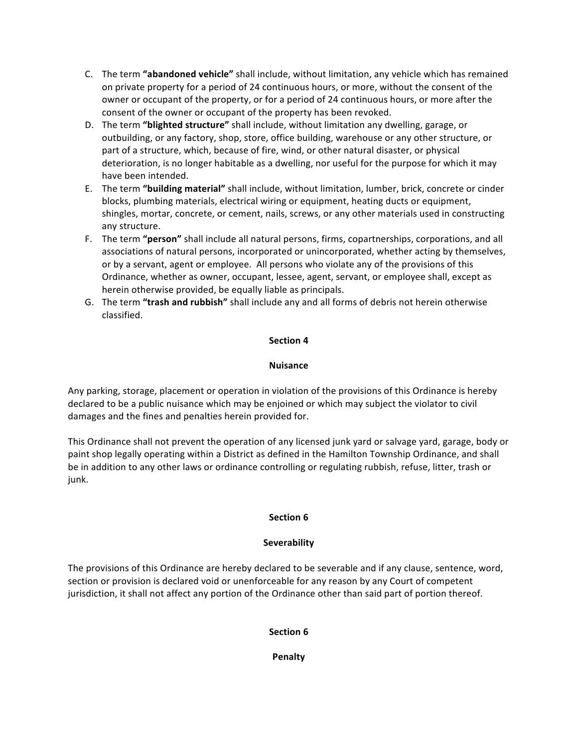C. The term **"abandoned vehicle"** shall include, without limitation, any vehicle which has remained on private property for a period of 24 continuous hours, or more, without the consent of the owner or occupant of the property, or for a period of 24 continuous hours, or more after the consent of the owner or occupant of the property has been revoked.

D. The term **"blighted structure"** shall include, without limitation any dwelling, garage, or outbuilding, or any factory, shop, store, office building, warehouse or any other structure, or part of a structure, which, because of fire, wind, or other natural disaster, or physical deterioration, is no longer habitable as a dwelling, nor useful for the purpose for which it may have been intended.

E. The term **"building material"** shall include, without limitation, lumber, brick, concrete or cinder blocks, plumbing materials, electrical wiring or equipment, heating ducts or equipment, shingles, mortar, concrete, or cement, nails, screws, or any other materials used in constructing any structure.

F. The term **"person"** shall include all natural persons, firms, copartnerships, corporations, and all associations of natural persons, incorporated or unincorporated, whether acting by themselves, or by a servant, agent or employee. All persons who violate any of the provisions of this Ordinance, whether as owner, occupant, lessee, agent, servant, or employee shall, except as herein otherwise provided, be equally liable as principals.

G. The term **"trash and rubbish"** shall include any and all forms of debris not herein otherwise classified.

**Section 4**

**Nuisance**

Any parking, storage, placement or operation in violation of the provisions of this Ordinance is hereby declared to be a public nuisance which may be enjoined or which may subject the violator to civil damages and the fines and penalties herein provided for.

This Ordinance shall not prevent the operation of any licensed junk yard or salvage yard, garage, body or paint shop legally operating within a District as defined in the Hamilton Township Ordinance, and shall be in addition to any other laws or ordinance controlling or regulating rubbish, refuse, litter, trash or junk.

**Section 6**

**Severability**

The provisions of this Ordinance are hereby declared to be severable and if any clause, sentence, word, section or provision is declared void or unenforceable for any reason by any Court of competent jurisdiction, it shall not affect any portion of the Ordinance other than said part of portion thereof.

**Section 6**

**Penalty**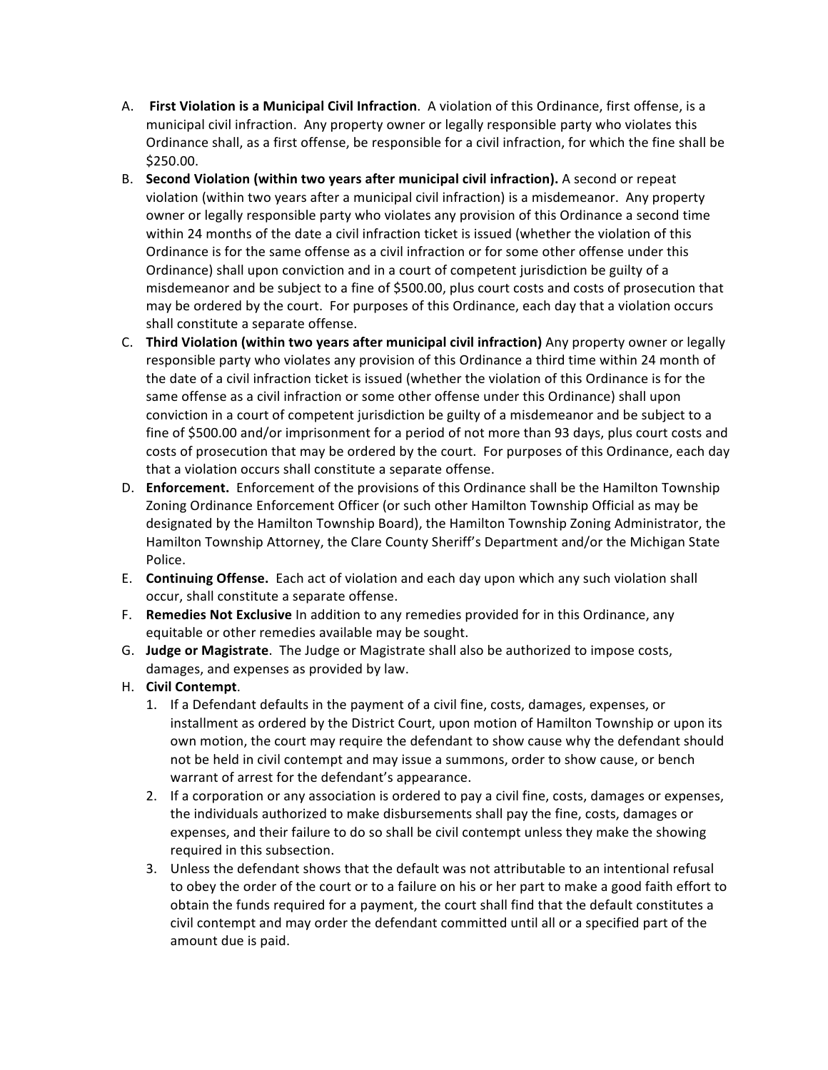A. **First Violation is a Municipal Civil Infraction**. A violation of this Ordinance, first offense, is a municipal civil infraction. Any property owner or legally responsible party who violates this Ordinance shall, as a first offense, be responsible for a civil infraction, for which the fine shall be $250.00.

B. **Second Violation (within two years after municipal civil infraction).** A second or repeat violation (within two years after a municipal civil infraction) is a misdemeanor. Any property owner or legally responsible party who violates any provision of this Ordinance a second time within 24 months of the date a civil infraction ticket is issued (whether the violation of this Ordinance is for the same offense as a civil infraction or for some other offense under this Ordinance) shall upon conviction and in a court of competent jurisdiction be guilty of a misdemeanor and be subject to a fine of $500.00, plus court costs and costs of prosecution that may be ordered by the court. For purposes of this Ordinance, each day that a violation occurs shall constitute a separate offense.

C. **Third Violation (within two years after municipal civil infraction)** Any property owner or legally responsible party who violates any provision of this Ordinance a third time within 24 month of the date of a civil infraction ticket is issued (whether the violation of this Ordinance is for the same offense as a civil infraction or some other offense under this Ordinance) shall upon conviction in a court of competent jurisdiction be guilty of a misdemeanor and be subject to a fine of $500.00 and/or imprisonment for a period of not more than 93 days, plus court costs and costs of prosecution that may be ordered by the court. For purposes of this Ordinance, each day that a violation occurs shall constitute a separate offense.

D. **Enforcement.** Enforcement of the provisions of this Ordinance shall be the Hamilton Township Zoning Ordinance Enforcement Officer (or such other Hamilton Township Official as may be designated by the Hamilton Township Board), the Hamilton Township Zoning Administrator, the Hamilton Township Attorney, the Clare County Sheriff's Department and/or the Michigan State Police.

E. **Continuing Offense.** Each act of violation and each day upon which any such violation shall occur, shall constitute a separate offense.

F. **Remedies Not Exclusive** In addition to any remedies provided for in this Ordinance, any equitable or other remedies available may be sought.

G. **Judge or Magistrate**. The Judge or Magistrate shall also be authorized to impose costs, damages, and expenses as provided by law.

H. **Civil Contempt**.
   1. If a Defendant defaults in the payment of a civil fine, costs, damages, expenses, or installment as ordered by the District Court, upon motion of Hamilton Township or upon its own motion, the court may require the defendant to show cause why the defendant should not be held in civil contempt and may issue a summons, order to show cause, or bench warrant of arrest for the defendant's appearance.
   2. If a corporation or any association is ordered to pay a civil fine, costs, damages or expenses, the individuals authorized to make disbursements shall pay the fine, costs, damages or expenses, and their failure to do so shall be civil contempt unless they make the showing required in this subsection.
   3. Unless the defendant shows that the default was not attributable to an intentional refusal to obey the order of the court or to a failure on his or her part to make a good faith effort to obtain the funds required for a payment, the court shall find that the default constitutes a civil contempt and may order the defendant committed until all or a specified part of the amount due is paid.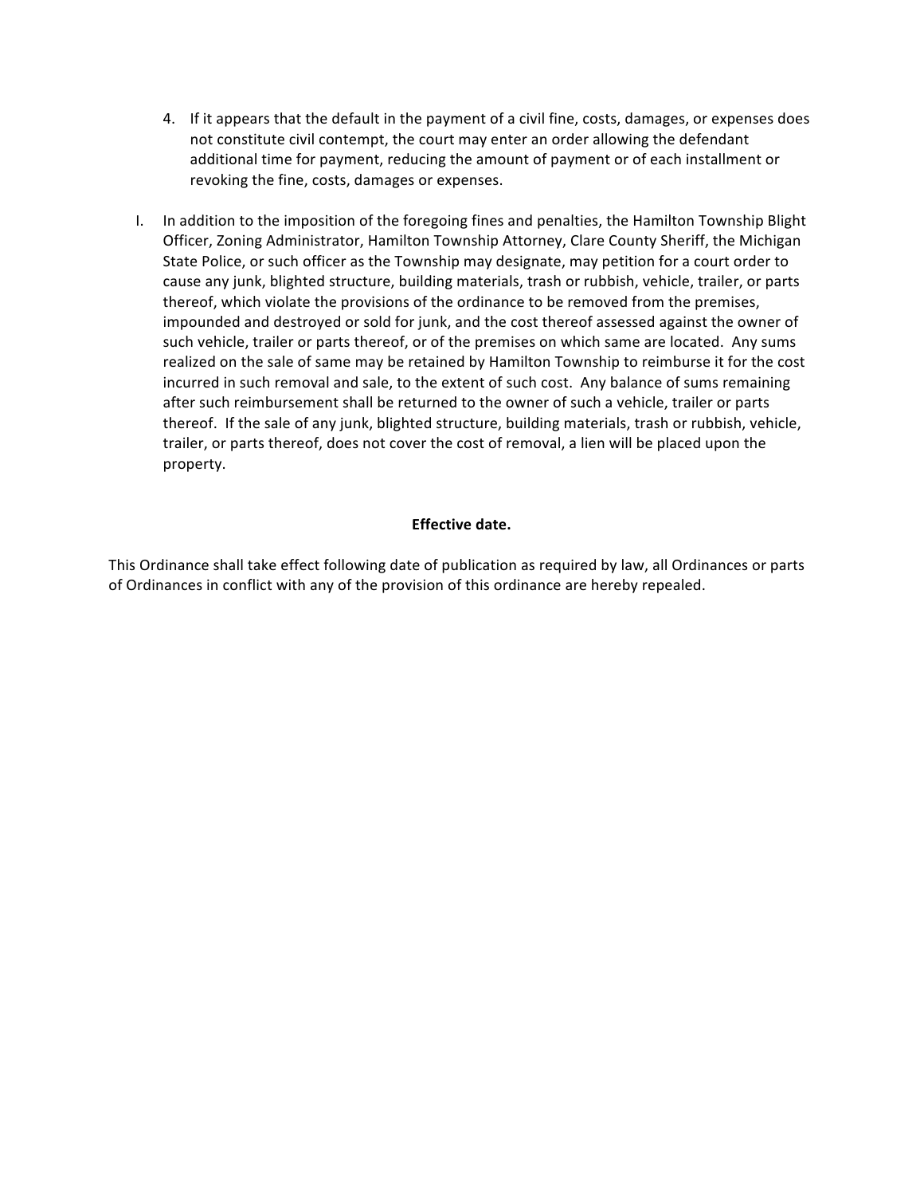4. If it appears that the default in the payment of a civil fine, costs, damages, or expenses does not constitute civil contempt, the court may enter an order allowing the defendant additional time for payment, reducing the amount of payment or of each installment or revoking the fine, costs, damages or expenses.

I. In addition to the imposition of the foregoing fines and penalties, the Hamilton Township Blight Officer, Zoning Administrator, Hamilton Township Attorney, Clare County Sheriff, the Michigan State Police, or such officer as the Township may designate, may petition for a court order to cause any junk, blighted structure, building materials, trash or rubbish, vehicle, trailer, or parts thereof, which violate the provisions of the ordinance to be removed from the premises, impounded and destroyed or sold for junk, and the cost thereof assessed against the owner of such vehicle, trailer or parts thereof, or of the premises on which same are located. Any sums realized on the sale of same may be retained by Hamilton Township to reimburse it for the cost incurred in such removal and sale, to the extent of such cost. Any balance of sums remaining after such reimbursement shall be returned to the owner of such a vehicle, trailer or parts thereof. If the sale of any junk, blighted structure, building materials, trash or rubbish, vehicle, trailer, or parts thereof, does not cover the cost of removal, a lien will be placed upon the property.

**Effective date.**

This Ordinance shall take effect following date of publication as required by law, all Ordinances or parts of Ordinances in conflict with any of the provision of this ordinance are hereby repealed.